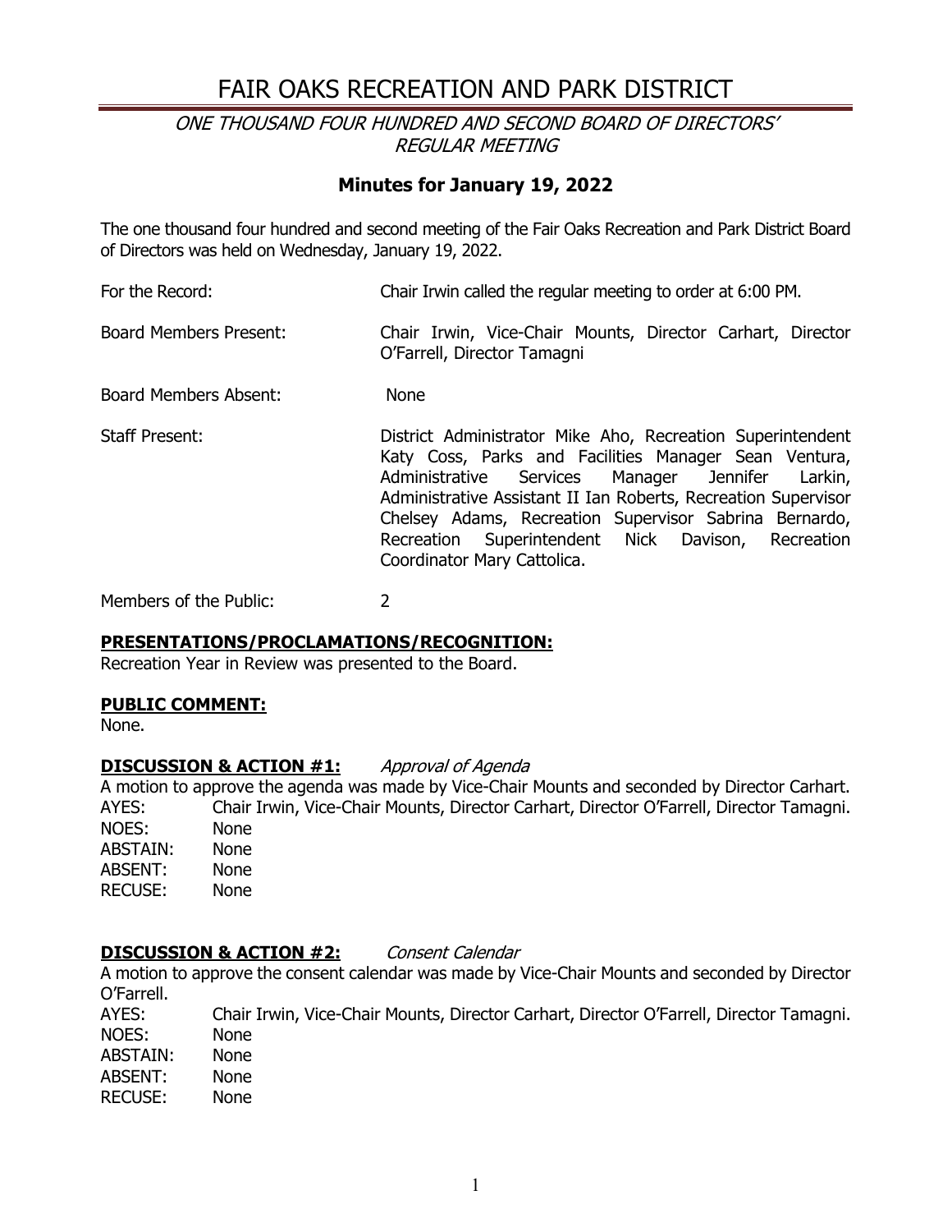# FAIR OAKS RECREATION AND PARK DISTRICT

*ONE THOUSAND FOUR HUNDRED AND SECOND BOARD OF DIRECTORS' REGULAR MEETING*

## Minutes for January 19, 2022

The one thousand four hundred and second meeting of the Fair Oaks Recreation and Park District Board of Directors was held on Wednesday, January 19, 2022.

| | |
|---|---|
| For the Record: | Chair Irwin called the regular meeting to order at 6:00 PM. |
| Board Members Present: | Chair Irwin, Vice-Chair Mounts, Director Carhart, Director O'Farrell, Director Tamagni |
| Board Members Absent: | None |
| Staff Present: | District Administrator Mike Aho, Recreation Superintendent Katy Coss, Parks and Facilities Manager Sean Ventura, Administrative Services Manager Jennifer Larkin, Administrative Assistant II Ian Roberts, Recreation Supervisor Chelsey Adams, Recreation Supervisor Sabrina Bernardo, Recreation Superintendent Nick Davison, Recreation Coordinator Mary Cattolica. |
| Members of the Public: | 2 |

**PRESENTATIONS/PROCLAMATIONS/RECOGNITION:**
Recreation Year in Review was presented to the Board.

**PUBLIC COMMENT:**
None.

**DISCUSSION & ACTION #1:** *Approval of Agenda*
A motion to approve the agenda was made by Vice-Chair Mounts and seconded by Director Carhart.

| | |
|---|---|
| AYES: | Chair Irwin, Vice-Chair Mounts, Director Carhart, Director O'Farrell, Director Tamagni. |
| NOES: | None |
| ABSTAIN: | None |
| ABSENT: | None |
| RECUSE: | None |

**DISCUSSION & ACTION #2:** *Consent Calendar*
A motion to approve the consent calendar was made by Vice-Chair Mounts and seconded by Director O'Farrell.

| | |
|---|---|
| AYES: | Chair Irwin, Vice-Chair Mounts, Director Carhart, Director O'Farrell, Director Tamagni. |
| NOES: | None |
| ABSTAIN: | None |
| ABSENT: | None |
| RECUSE: | None |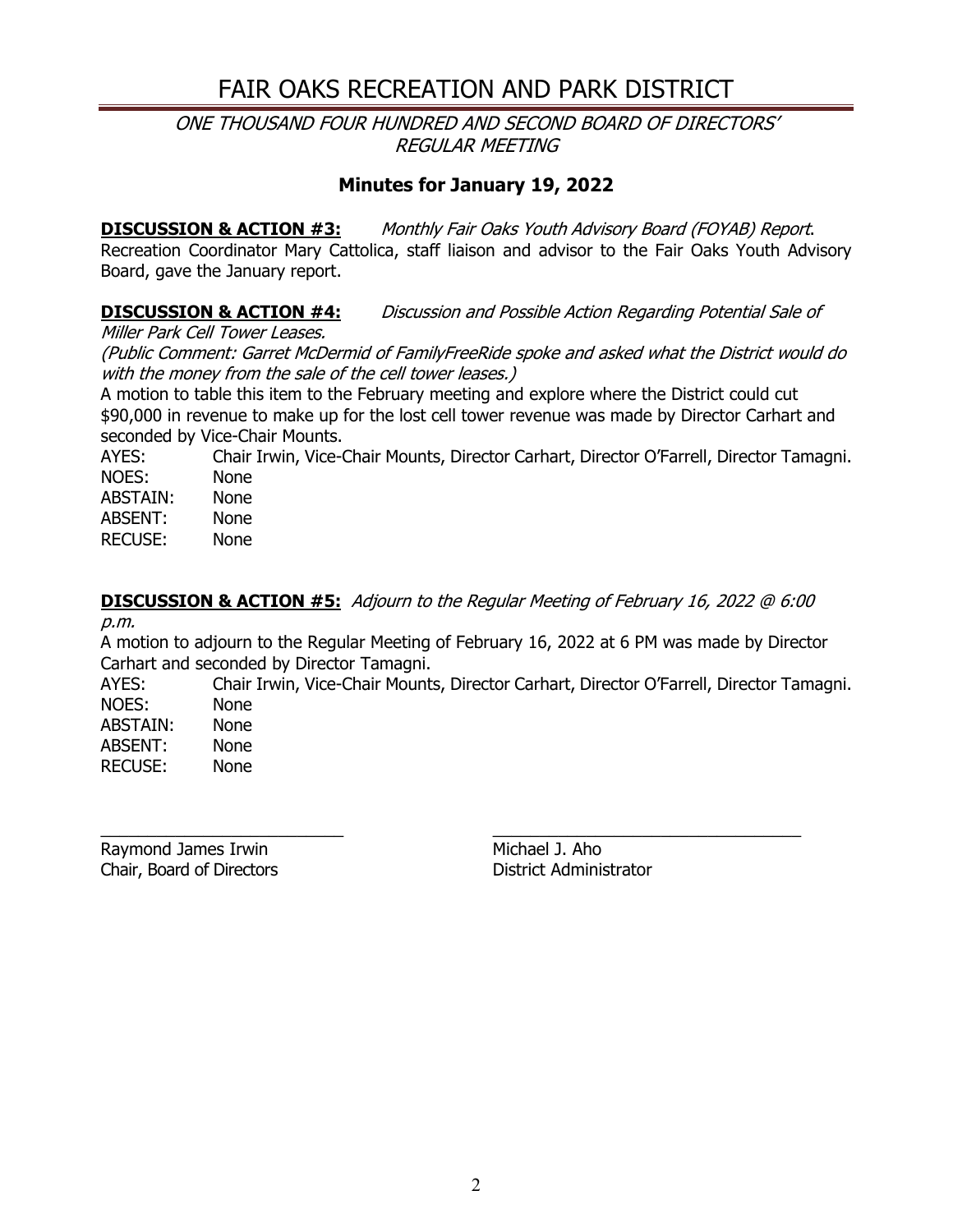# FAIR OAKS RECREATION AND PARK DISTRICT

*ONE THOUSAND FOUR HUNDRED AND SECOND BOARD OF DIRECTORS' REGULAR MEETING*

## Minutes for January 19, 2022

**DISCUSSION & ACTION #3:** *Monthly Fair Oaks Youth Advisory Board (FOYAB) Report.*
Recreation Coordinator Mary Cattolica, staff liaison and advisor to the Fair Oaks Youth Advisory Board, gave the January report.

**DISCUSSION & ACTION #4:** *Discussion and Possible Action Regarding Potential Sale of Miller Park Cell Tower Leases.*
*(Public Comment: Garret McDermid of FamilyFreeRide spoke and asked what the District would do with the money from the sale of the cell tower leases.)*
A motion to table this item to the February meeting and explore where the District could cut $90,000 in revenue to make up for the lost cell tower revenue was made by Director Carhart and seconded by Vice-Chair Mounts.

| | |
|---|---|
| AYES: | Chair Irwin, Vice-Chair Mounts, Director Carhart, Director O'Farrell, Director Tamagni. |
| NOES: | None |
| ABSTAIN: | None |
| ABSENT: | None |
| RECUSE: | None |

**DISCUSSION & ACTION #5:** *Adjourn to the Regular Meeting of February 16, 2022 @ 6:00 p.m.*
A motion to adjourn to the Regular Meeting of February 16, 2022 at 6 PM was made by Director Carhart and seconded by Director Tamagni.

| | |
|---|---|
| AYES: | Chair Irwin, Vice-Chair Mounts, Director Carhart, Director O'Farrell, Director Tamagni. |
| NOES: | None |
| ABSTAIN: | None |
| ABSENT: | None |
| RECUSE: | None |

\_\_\_\_\_\_\_\_\_\_\_\_\_\_\_\_\_\_\_\_\_\_\_\_\_\_\_
Raymond James Irwin
Chair, Board of Directors

\_\_\_\_\_\_\_\_\_\_\_\_\_\_\_\_\_\_\_\_\_\_\_\_\_\_\_\_\_\_\_\_\_\_\_
Michael J. Aho
District Administrator